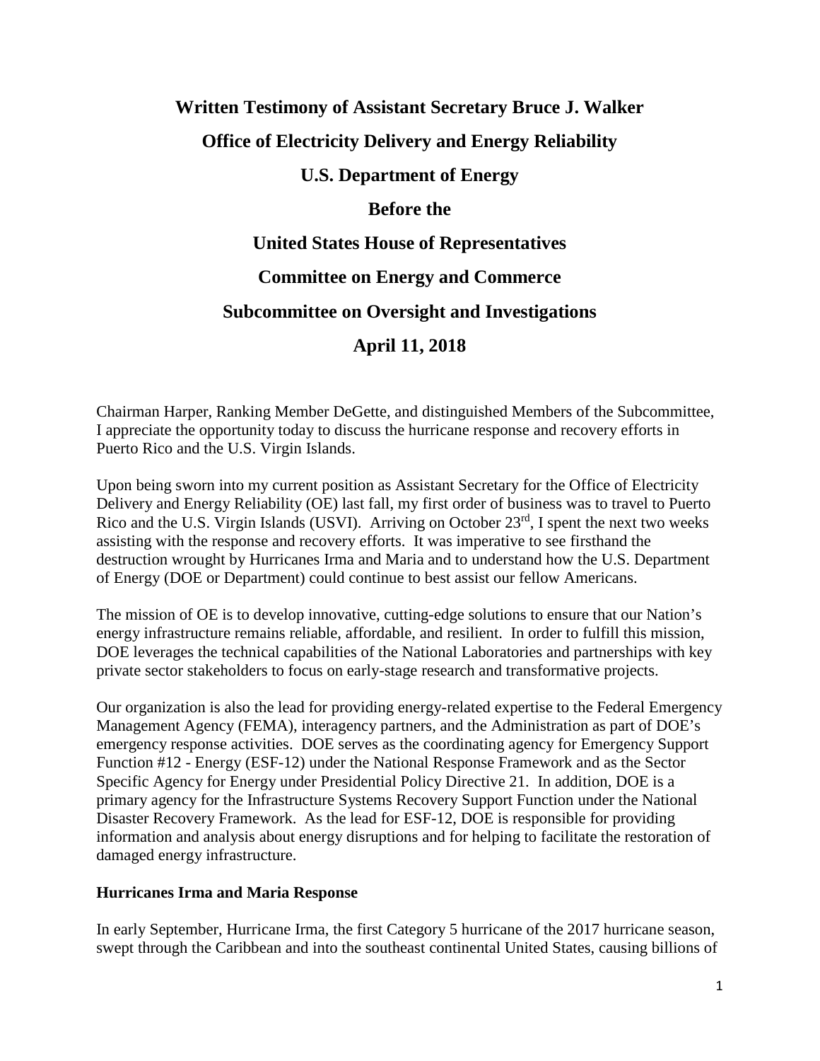# Written Testimony of Assistant Secretary Bruce J. Walker

## Office of Electricity Delivery and Energy Reliability

## U.S. Department of Energy

## Before the

## United States House of Representatives

## Committee on Energy and Commerce

## Subcommittee on Oversight and Investigations

## April 11, 2018

Chairman Harper, Ranking Member DeGette, and distinguished Members of the Subcommittee, I appreciate the opportunity today to discuss the hurricane response and recovery efforts in Puerto Rico and the U.S. Virgin Islands.

Upon being sworn into my current position as Assistant Secretary for the Office of Electricity Delivery and Energy Reliability (OE) last fall, my first order of business was to travel to Puerto Rico and the U.S. Virgin Islands (USVI). Arriving on October 23rd, I spent the next two weeks assisting with the response and recovery efforts. It was imperative to see firsthand the destruction wrought by Hurricanes Irma and Maria and to understand how the U.S. Department of Energy (DOE or Department) could continue to best assist our fellow Americans.

The mission of OE is to develop innovative, cutting-edge solutions to ensure that our Nation's energy infrastructure remains reliable, affordable, and resilient. In order to fulfill this mission, DOE leverages the technical capabilities of the National Laboratories and partnerships with key private sector stakeholders to focus on early-stage research and transformative projects.

Our organization is also the lead for providing energy-related expertise to the Federal Emergency Management Agency (FEMA), interagency partners, and the Administration as part of DOE's emergency response activities. DOE serves as the coordinating agency for Emergency Support Function #12 - Energy (ESF-12) under the National Response Framework and as the Sector Specific Agency for Energy under Presidential Policy Directive 21. In addition, DOE is a primary agency for the Infrastructure Systems Recovery Support Function under the National Disaster Recovery Framework. As the lead for ESF-12, DOE is responsible for providing information and analysis about energy disruptions and for helping to facilitate the restoration of damaged energy infrastructure.

**Hurricanes Irma and Maria Response**

In early September, Hurricane Irma, the first Category 5 hurricane of the 2017 hurricane season, swept through the Caribbean and into the southeast continental United States, causing billions of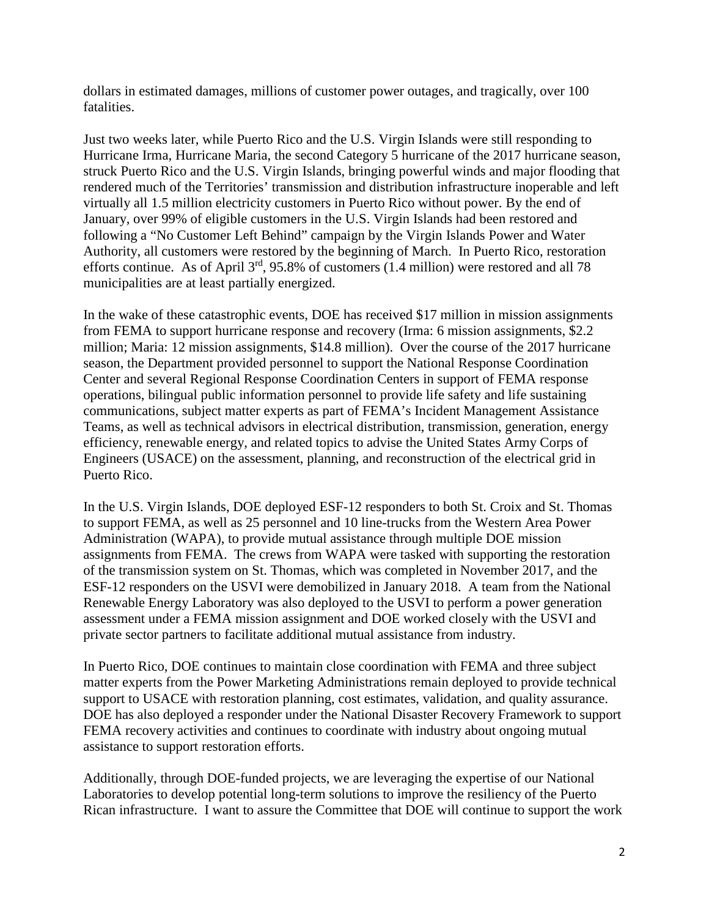dollars in estimated damages, millions of customer power outages, and tragically, over 100 fatalities.

Just two weeks later, while Puerto Rico and the U.S. Virgin Islands were still responding to Hurricane Irma, Hurricane Maria, the second Category 5 hurricane of the 2017 hurricane season, struck Puerto Rico and the U.S. Virgin Islands, bringing powerful winds and major flooding that rendered much of the Territories' transmission and distribution infrastructure inoperable and left virtually all 1.5 million electricity customers in Puerto Rico without power. By the end of January, over 99% of eligible customers in the U.S. Virgin Islands had been restored and following a "No Customer Left Behind" campaign by the Virgin Islands Power and Water Authority, all customers were restored by the beginning of March. In Puerto Rico, restoration efforts continue. As of April 3rd, 95.8% of customers (1.4 million) were restored and all 78 municipalities are at least partially energized.

In the wake of these catastrophic events, DOE has received $17 million in mission assignments from FEMA to support hurricane response and recovery (Irma: 6 mission assignments, $2.2 million; Maria: 12 mission assignments, $14.8 million). Over the course of the 2017 hurricane season, the Department provided personnel to support the National Response Coordination Center and several Regional Response Coordination Centers in support of FEMA response operations, bilingual public information personnel to provide life safety and life sustaining communications, subject matter experts as part of FEMA's Incident Management Assistance Teams, as well as technical advisors in electrical distribution, transmission, generation, energy efficiency, renewable energy, and related topics to advise the United States Army Corps of Engineers (USACE) on the assessment, planning, and reconstruction of the electrical grid in Puerto Rico.

In the U.S. Virgin Islands, DOE deployed ESF-12 responders to both St. Croix and St. Thomas to support FEMA, as well as 25 personnel and 10 line-trucks from the Western Area Power Administration (WAPA), to provide mutual assistance through multiple DOE mission assignments from FEMA. The crews from WAPA were tasked with supporting the restoration of the transmission system on St. Thomas, which was completed in November 2017, and the ESF-12 responders on the USVI were demobilized in January 2018. A team from the National Renewable Energy Laboratory was also deployed to the USVI to perform a power generation assessment under a FEMA mission assignment and DOE worked closely with the USVI and private sector partners to facilitate additional mutual assistance from industry.

In Puerto Rico, DOE continues to maintain close coordination with FEMA and three subject matter experts from the Power Marketing Administrations remain deployed to provide technical support to USACE with restoration planning, cost estimates, validation, and quality assurance. DOE has also deployed a responder under the National Disaster Recovery Framework to support FEMA recovery activities and continues to coordinate with industry about ongoing mutual assistance to support restoration efforts.

Additionally, through DOE-funded projects, we are leveraging the expertise of our National Laboratories to develop potential long-term solutions to improve the resiliency of the Puerto Rican infrastructure. I want to assure the Committee that DOE will continue to support the work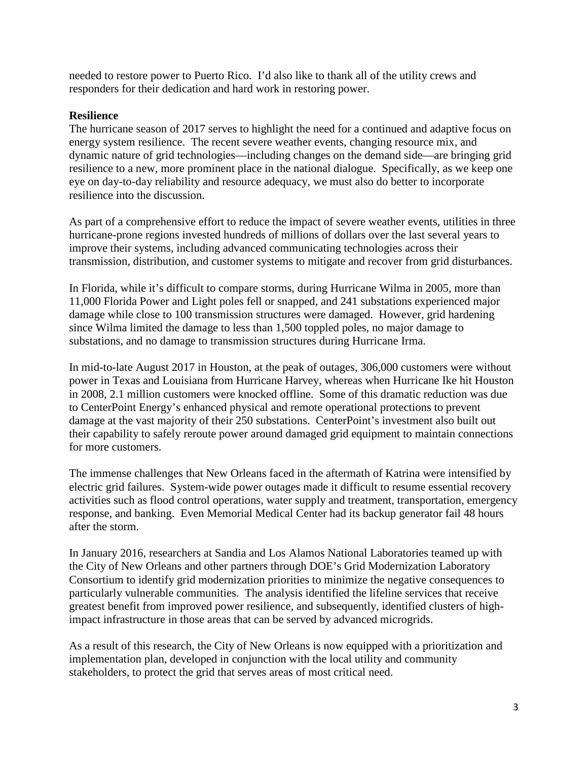needed to restore power to Puerto Rico. I'd also like to thank all of the utility crews and responders for their dedication and hard work in restoring power.

**Resilience**

The hurricane season of 2017 serves to highlight the need for a continued and adaptive focus on energy system resilience. The recent severe weather events, changing resource mix, and dynamic nature of grid technologies—including changes on the demand side—are bringing grid resilience to a new, more prominent place in the national dialogue. Specifically, as we keep one eye on day-to-day reliability and resource adequacy, we must also do better to incorporate resilience into the discussion.

As part of a comprehensive effort to reduce the impact of severe weather events, utilities in three hurricane-prone regions invested hundreds of millions of dollars over the last several years to improve their systems, including advanced communicating technologies across their transmission, distribution, and customer systems to mitigate and recover from grid disturbances.

In Florida, while it's difficult to compare storms, during Hurricane Wilma in 2005, more than 11,000 Florida Power and Light poles fell or snapped, and 241 substations experienced major damage while close to 100 transmission structures were damaged. However, grid hardening since Wilma limited the damage to less than 1,500 toppled poles, no major damage to substations, and no damage to transmission structures during Hurricane Irma.

In mid-to-late August 2017 in Houston, at the peak of outages, 306,000 customers were without power in Texas and Louisiana from Hurricane Harvey, whereas when Hurricane Ike hit Houston in 2008, 2.1 million customers were knocked offline. Some of this dramatic reduction was due to CenterPoint Energy's enhanced physical and remote operational protections to prevent damage at the vast majority of their 250 substations. CenterPoint's investment also built out their capability to safely reroute power around damaged grid equipment to maintain connections for more customers.

The immense challenges that New Orleans faced in the aftermath of Katrina were intensified by electric grid failures. System-wide power outages made it difficult to resume essential recovery activities such as flood control operations, water supply and treatment, transportation, emergency response, and banking. Even Memorial Medical Center had its backup generator fail 48 hours after the storm.

In January 2016, researchers at Sandia and Los Alamos National Laboratories teamed up with the City of New Orleans and other partners through DOE's Grid Modernization Laboratory Consortium to identify grid modernization priorities to minimize the negative consequences to particularly vulnerable communities. The analysis identified the lifeline services that receive greatest benefit from improved power resilience, and subsequently, identified clusters of high-impact infrastructure in those areas that can be served by advanced microgrids.

As a result of this research, the City of New Orleans is now equipped with a prioritization and implementation plan, developed in conjunction with the local utility and community stakeholders, to protect the grid that serves areas of most critical need.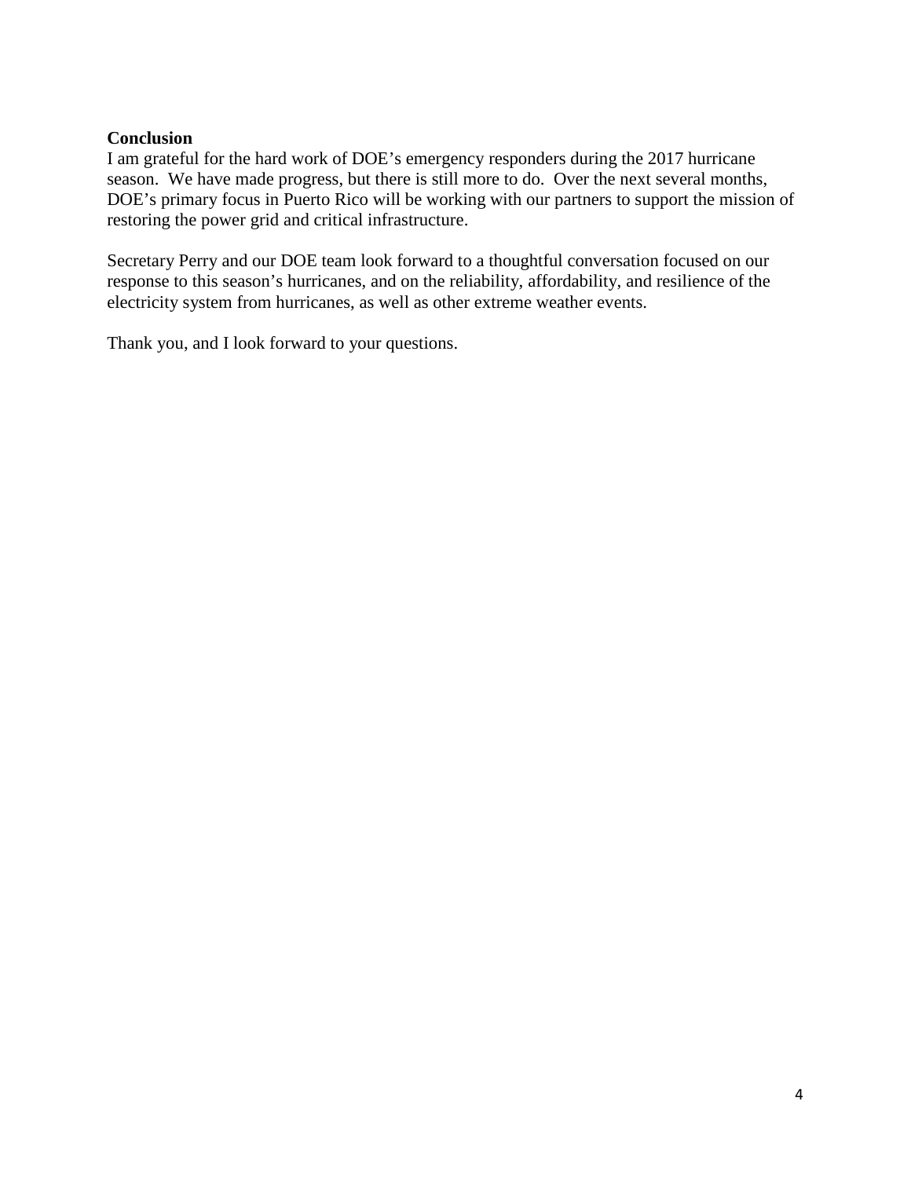**Conclusion**

I am grateful for the hard work of DOE's emergency responders during the 2017 hurricane season. We have made progress, but there is still more to do. Over the next several months, DOE's primary focus in Puerto Rico will be working with our partners to support the mission of restoring the power grid and critical infrastructure.

Secretary Perry and our DOE team look forward to a thoughtful conversation focused on our response to this season's hurricanes, and on the reliability, affordability, and resilience of the electricity system from hurricanes, as well as other extreme weather events.

Thank you, and I look forward to your questions.